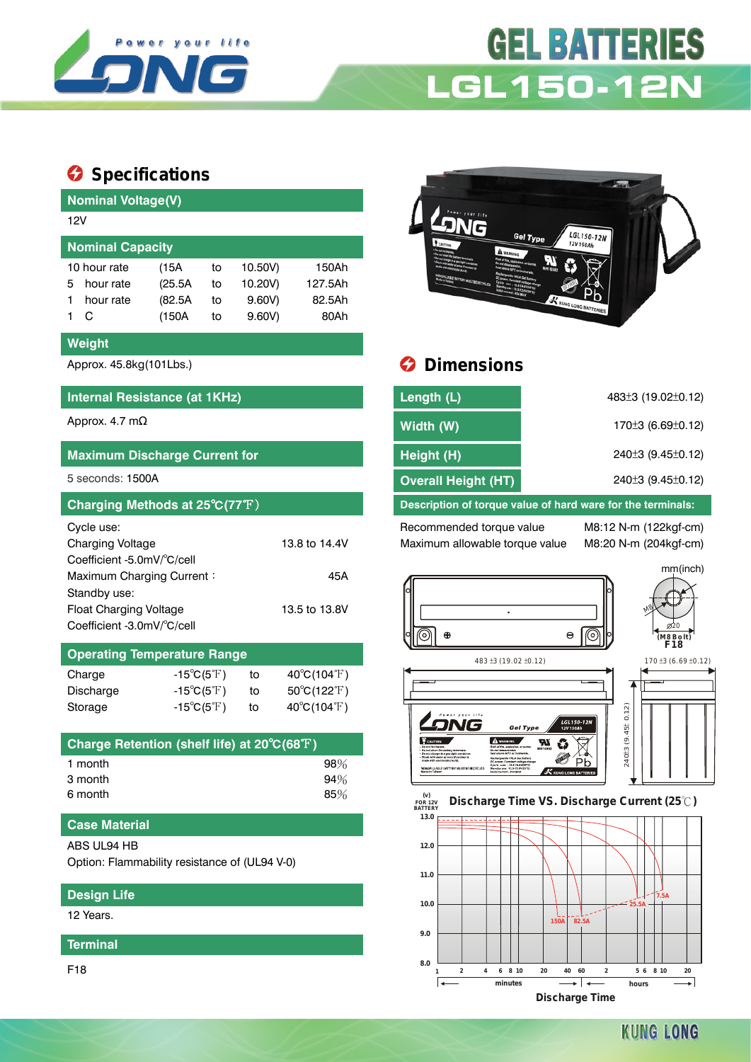# GEL BATTERIES

# LGL150-12N

## Specifications

### Nominal Voltage(V)

12V

### Nominal Capacity

| | | | | |
|---|---|---|---|---|
| 10 hour rate | (15A | to | 10.50V) | 150Ah |
| 5 hour rate | (25.5A | to | 10.20V) | 127.5Ah |
| 1 hour rate | (82.5A | to | 9.60V) | 82.5Ah |
| 1 C | (150A | to | 9.60V) | 80Ah |

### Weight

Approx. 45.8kg(101Lbs.)

### Internal Resistance (at 1KHz)

Approx. 4.7 mΩ

### Maximum Discharge Current for

5 seconds: 1500A

### Charging Methods at 25℃(77℉)

Cycle use:

Charging Voltage 13.8 to 14.4V

Coefficient -5.0mV/℃/cell

Maximum Charging Current : 45A

Standby use:

Float Charging Voltage 13.5 to 13.8V

Coefficient -3.0mV/℃/cell

### Operating Temperature Range

| | | | |
|---|---|---|---|
| Charge | -15℃(5℉) | to | 40℃(104℉) |
| Discharge | -15℃(5℉) | to | 50℃(122℉) |
| Storage | -15℃(5℉) | to | 40℃(104℉) |

### Charge Retention (shelf life) at 20℃(68℉)

| | |
|---|---|
| 1 month | 98% |
| 3 month | 94% |
| 6 month | 85% |

### Case Material

ABS UL94 HB

Option: Flammability resistance of (UL94 V-0)

### Design Life

12 Years.

### Terminal

F18

## Dimensions

| | |
|---|---|
| Length (L) | 483±3 (19.02±0.12) |
| Width (W) | 170±3 (6.69±0.12) |
| Height (H) | 240±3 (9.45±0.12) |
| Overall Height (HT) | 240±3 (9.45±0.12) |

### Description of torque value of hard ware for the terminals:

| | |
|---|---|
| Recommended torque value | M8:12 N-m (122kgf-cm) |
| Maximum allowable torque value | M8:20 N-m (204kgf-cm) |

mm(inch)

483 ±3 (19.02 ±0.12)

170 ±3 (6.69 ±0.12)

240±3 (9.45± 0.12)

M8, ⌀20, (M8 Bolt) F18

### Discharge Time VS. Discharge Current (25℃)

(v) FOR 12V BATTERY

Curves: 150A, 82.5A, 25.5A, 7.5A

Discharge Time (minutes: 1–60; hours: 2–20)

KUNG LONG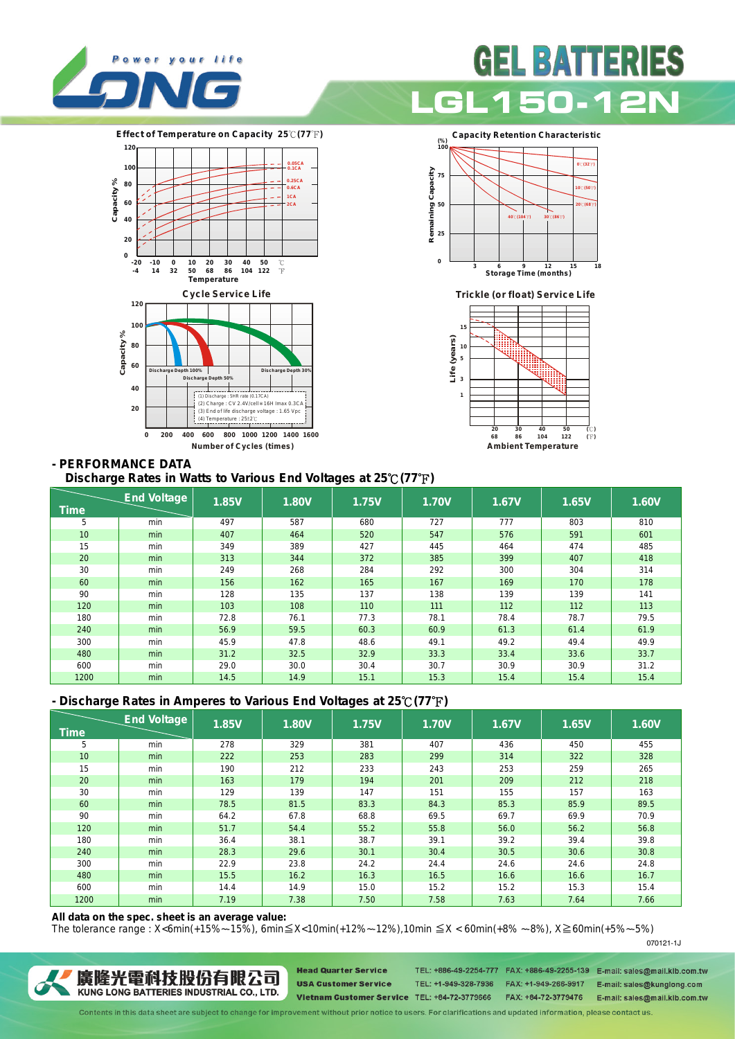Power your life

LONG

# GEL BATTERIES

# LGL150-12N

**Effect of Temperature on Capacity 25℃(77℉)**

Capacity %

120
100
80
60
40
20
0

0.05CA
0.1CA
0.25CA
0.6CA
1CA
2CA

-20 -10 0 10 20 30 40 50 ℃
-4 14 32 50 68 86 104 122 ℉
Temperature

**Capacity Retention Characteristic**

(%)
Remaining Capacity
100
75
50
25
0

0℃(32℉)
10℃(50℉)
20℃(68℉)
40℃(104℉)
30℃(86℉)

3 6 9 12 15 18
Storage Time (months)

**Cycle Service Life**

Capacity %

120
100
80
60
40
20

Discharge Depth 100%
Discharge Depth 50%
Discharge Depth 30%

(1) Discharge : 5HR rate (0.17CA)
(2) Charge : CV 2.4V/cell×16H Imax 0.3CA
(3) End of life discharge voltage : 1.65 Vpc
(4) Temperature : 25±2℃

0 200 400 600 800 1000 1200 1400 1600
Number of Cycles (times)

**Trickle (or float) Service Life**

Life (years)

15
10
5
3
1

20 30 40 50 (℃)
68 86 104 122 (℉)
Ambient Temperature

## - PERFORMANCE DATA

### Discharge Rates in Watts to Various End Voltages at 25℃(77℉)

| Time | | 1.85V | 1.80V | 1.75V | 1.70V | 1.67V | 1.65V | 1.60V |
|---|---|---|---|---|---|---|---|---|
| 5 | min | 497 | 587 | 680 | 727 | 777 | 803 | 810 |
| 10 | min | 407 | 464 | 520 | 547 | 576 | 591 | 601 |
| 15 | min | 349 | 389 | 427 | 445 | 464 | 474 | 485 |
| 20 | min | 313 | 344 | 372 | 385 | 399 | 407 | 418 |
| 30 | min | 249 | 268 | 284 | 292 | 300 | 304 | 314 |
| 60 | min | 156 | 162 | 165 | 167 | 169 | 170 | 178 |
| 90 | min | 128 | 135 | 137 | 138 | 139 | 139 | 141 |
| 120 | min | 103 | 108 | 110 | 111 | 112 | 112 | 113 |
| 180 | min | 72.8 | 76.1 | 77.3 | 78.1 | 78.4 | 78.7 | 79.5 |
| 240 | min | 56.9 | 59.5 | 60.3 | 60.9 | 61.3 | 61.4 | 61.9 |
| 300 | min | 45.9 | 47.8 | 48.6 | 49.1 | 49.2 | 49.4 | 49.9 |
| 480 | min | 31.2 | 32.5 | 32.9 | 33.3 | 33.4 | 33.6 | 33.7 |
| 600 | min | 29.0 | 30.0 | 30.4 | 30.7 | 30.9 | 30.9 | 31.2 |
| 1200 | min | 14.5 | 14.9 | 15.1 | 15.3 | 15.4 | 15.4 | 15.4 |

### - Discharge Rates in Amperes to Various End Voltages at 25℃(77℉)

| Time | | 1.85V | 1.80V | 1.75V | 1.70V | 1.67V | 1.65V | 1.60V |
|---|---|---|---|---|---|---|---|---|
| 5 | min | 278 | 329 | 381 | 407 | 436 | 450 | 455 |
| 10 | min | 222 | 253 | 283 | 299 | 314 | 322 | 328 |
| 15 | min | 190 | 212 | 233 | 243 | 253 | 259 | 265 |
| 20 | min | 163 | 179 | 194 | 201 | 209 | 212 | 218 |
| 30 | min | 129 | 139 | 147 | 151 | 155 | 157 | 163 |
| 60 | min | 78.5 | 81.5 | 83.3 | 84.3 | 85.3 | 85.9 | 89.5 |
| 90 | min | 64.2 | 67.8 | 68.8 | 69.5 | 69.7 | 69.9 | 70.9 |
| 120 | min | 51.7 | 54.4 | 55.2 | 55.8 | 56.0 | 56.2 | 56.8 |
| 180 | min | 36.4 | 38.1 | 38.7 | 39.1 | 39.2 | 39.4 | 39.8 |
| 240 | min | 28.3 | 29.6 | 30.1 | 30.4 | 30.5 | 30.6 | 30.8 |
| 300 | min | 22.9 | 23.8 | 24.2 | 24.4 | 24.6 | 24.6 | 24.8 |
| 480 | min | 15.5 | 16.2 | 16.3 | 16.5 | 16.6 | 16.6 | 16.7 |
| 600 | min | 14.4 | 14.9 | 15.0 | 15.2 | 15.2 | 15.3 | 15.4 |
| 1200 | min | 7.19 | 7.38 | 7.50 | 7.58 | 7.63 | 7.64 | 7.66 |

**All data on the spec. sheet is an average value:**
The tolerance range : X<6min(+15%~15%), 6min≦X<10min(+12%~12%),10min ≦X < 60min(+8% ~8%), X≧60min(+5%~5%)

070121-1J

廣隆光電科技股份有限公司
KUNG LONG BATTERIES INDUSTRIAL CO., LTD.

| | | | |
|---|---|---|---|
| Head Quarter Service | TEL: +886-49-2254-777 | FAX: +886-49-2255-139 | E-mail: sales@mail.klb.com.tw |
| USA Customer Service | TEL: +1-949-328-7936 | FAX: +1-949-266-9917 | E-mail: sales@kunglong.com |
| Vietnam Customer Service | TEL: +84-72-3779666 | FAX: +84-72-3779476 | E-mail: sales@mail.klb.com.tw |

Contents in this data sheet are subject to change for improvement without prior notice to users. For clarifications and updated information, please contact us.